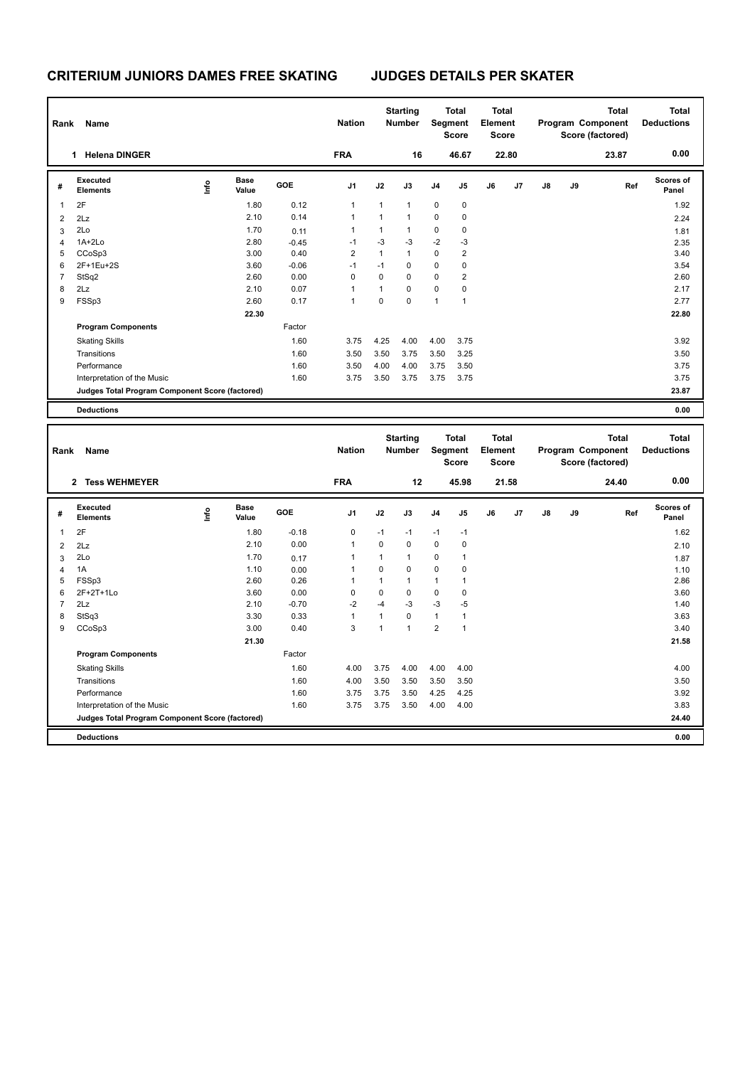# CRITERIUM JUNIORS DAMES FREE SKATING — JUDGES DETAILS PER SKATER

| Rank | Name | Nation | Starting Number | Total Segment Score | Total Element Score | Total Program Component Score (factored) | Total Deductions |
|---|---|---|---|---|---|---|---|
| 1 | Helena DINGER | FRA | 16 | 46.67 | 22.80 | 23.87 | 0.00 |

| # | Executed Elements | Info | Base Value | GOE | J1 | J2 | J3 | J4 | J5 | J6 | J7 | J8 | J9 | Ref | Scores of Panel |
|---|---|---|---|---|---|---|---|---|---|---|---|---|---|---|---|
| 1 | 2F | | 1.80 | 0.12 | 1 | 1 | 1 | 0 | 0 | | | | | | 1.92 |
| 2 | 2Lz | | 2.10 | 0.14 | 1 | 1 | 1 | 0 | 0 | | | | | | 2.24 |
| 3 | 2Lo | | 1.70 | 0.11 | 1 | 1 | 1 | 0 | 0 | | | | | | 1.81 |
| 4 | 1A+2Lo | | 2.80 | -0.45 | -1 | -3 | -3 | -2 | -3 | | | | | | 2.35 |
| 5 | CCoSp3 | | 3.00 | 0.40 | 2 | 1 | 1 | 0 | 2 | | | | | | 3.40 |
| 6 | 2F+1Eu+2S | | 3.60 | -0.06 | -1 | -1 | 0 | 0 | 0 | | | | | | 3.54 |
| 7 | StSq2 | | 2.60 | 0.00 | 0 | 0 | 0 | 0 | 2 | | | | | | 2.60 |
| 8 | 2Lz | | 2.10 | 0.07 | 1 | 1 | 0 | 0 | 0 | | | | | | 2.17 |
| 9 | FSSp3 | | 2.60 | 0.17 | 1 | 0 | 0 | 1 | 1 | | | | | | 2.77 |
| | | | 22.30 | | | | | | | | | | | | 22.80 |
| | **Program Components** | | | Factor | | | | | | | | | | | |
| | Skating Skills | | | 1.60 | 3.75 | 4.25 | 4.00 | 4.00 | 3.75 | | | | | | 3.92 |
| | Transitions | | | 1.60 | 3.50 | 3.50 | 3.75 | 3.50 | 3.25 | | | | | | 3.50 |
| | Performance | | | 1.60 | 3.50 | 4.00 | 4.00 | 3.75 | 3.50 | | | | | | 3.75 |
| | Interpretation of the Music | | | 1.60 | 3.75 | 3.50 | 3.75 | 3.75 | 3.75 | | | | | | 3.75 |
| | **Judges Total Program Component Score (factored)** | | | | | | | | | | | | | | 23.87 |
| | **Deductions** | | | | | | | | | | | | | | 0.00 |

| Rank | Name | Nation | Starting Number | Total Segment Score | Total Element Score | Total Program Component Score (factored) | Total Deductions |
|---|---|---|---|---|---|---|---|
| 2 | Tess WEHMEYER | FRA | 12 | 45.98 | 21.58 | 24.40 | 0.00 |

| # | Executed Elements | Info | Base Value | GOE | J1 | J2 | J3 | J4 | J5 | J6 | J7 | J8 | J9 | Ref | Scores of Panel |
|---|---|---|---|---|---|---|---|---|---|---|---|---|---|---|---|
| 1 | 2F | | 1.80 | -0.18 | 0 | -1 | -1 | -1 | -1 | | | | | | 1.62 |
| 2 | 2Lz | | 2.10 | 0.00 | 1 | 0 | 0 | 0 | 0 | | | | | | 2.10 |
| 3 | 2Lo | | 1.70 | 0.17 | 1 | 1 | 1 | 0 | 1 | | | | | | 1.87 |
| 4 | 1A | | 1.10 | 0.00 | 1 | 0 | 0 | 0 | 0 | | | | | | 1.10 |
| 5 | FSSp3 | | 2.60 | 0.26 | 1 | 1 | 1 | 1 | 1 | | | | | | 2.86 |
| 6 | 2F+2T+1Lo | | 3.60 | 0.00 | 0 | 0 | 0 | 0 | 0 | | | | | | 3.60 |
| 7 | 2Lz | | 2.10 | -0.70 | -2 | -4 | -3 | -3 | -5 | | | | | | 1.40 |
| 8 | StSq3 | | 3.30 | 0.33 | 1 | 1 | 0 | 1 | 1 | | | | | | 3.63 |
| 9 | CCoSp3 | | 3.00 | 0.40 | 3 | 1 | 1 | 2 | 1 | | | | | | 3.40 |
| | | | 21.30 | | | | | | | | | | | | 21.58 |
| | **Program Components** | | | Factor | | | | | | | | | | | |
| | Skating Skills | | | 1.60 | 4.00 | 3.75 | 4.00 | 4.00 | 4.00 | | | | | | 4.00 |
| | Transitions | | | 1.60 | 4.00 | 3.50 | 3.50 | 3.50 | 3.50 | | | | | | 3.50 |
| | Performance | | | 1.60 | 3.75 | 3.75 | 3.50 | 4.25 | 4.25 | | | | | | 3.92 |
| | Interpretation of the Music | | | 1.60 | 3.75 | 3.75 | 3.50 | 4.00 | 4.00 | | | | | | 3.83 |
| | **Judges Total Program Component Score (factored)** | | | | | | | | | | | | | | 24.40 |
| | **Deductions** | | | | | | | | | | | | | | 0.00 |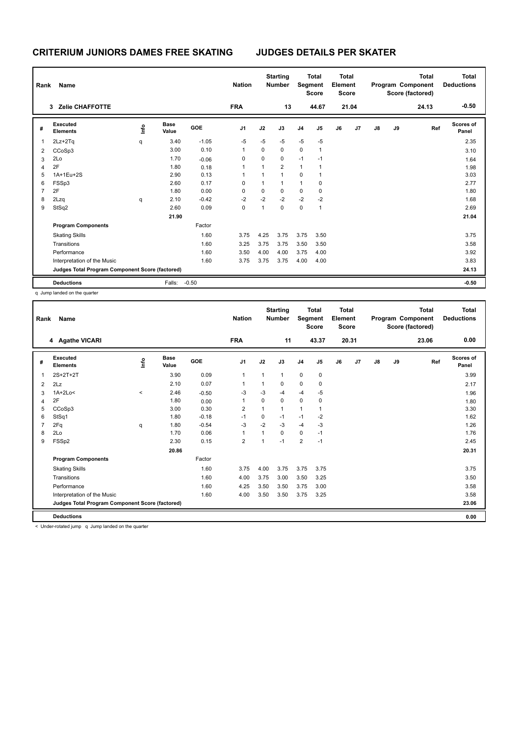# CRITERIUM JUNIORS DAMES FREE SKATING &nbsp;&nbsp;&nbsp;&nbsp; JUDGES DETAILS PER SKATER

| Rank | Name | Nation | Starting Number | Total Segment Score | Total Element Score | Total Program Component Score (factored) | Total Deductions |
|---|---|---|---|---|---|---|---|
| 3 | Zelie CHAFFOTTE | FRA | 13 | 44.67 | 21.04 | 24.13 | -0.50 |

| # | Executed Elements | Info | Base Value | GOE | J1 | J2 | J3 | J4 | J5 | J6 | J7 | J8 | J9 | Ref | Scores of Panel |
|---|---|---|---|---|---|---|---|---|---|---|---|---|---|---|---|
| 1 | 2Lz+2Tq | q | 3.40 | -1.05 | -5 | -5 | -5 | -5 | -5 | | | | | | 2.35 |
| 2 | CCoSp3 | | 3.00 | 0.10 | 1 | 0 | 0 | 0 | 1 | | | | | | 3.10 |
| 3 | 2Lo | | 1.70 | -0.06 | 0 | 0 | 0 | -1 | -1 | | | | | | 1.64 |
| 4 | 2F | | 1.80 | 0.18 | 1 | 1 | 2 | 1 | 1 | | | | | | 1.98 |
| 5 | 1A+1Eu+2S | | 2.90 | 0.13 | 1 | 1 | 1 | 0 | 1 | | | | | | 3.03 |
| 6 | FSSp3 | | 2.60 | 0.17 | 0 | 1 | 1 | 1 | 0 | | | | | | 2.77 |
| 7 | 2F | | 1.80 | 0.00 | 0 | 0 | 0 | 0 | 0 | | | | | | 1.80 |
| 8 | 2Lzq | q | 2.10 | -0.42 | -2 | -2 | -2 | -2 | -2 | | | | | | 1.68 |
| 9 | StSq2 | | 2.60 | 0.09 | 0 | 1 | 0 | 0 | 1 | | | | | | 2.69 |
| | | | 21.90 | | | | | | | | | | | | 21.04 |
| | **Program Components** | | | Factor | | | | | | | | | | | |
| | Skating Skills | | | 1.60 | 3.75 | 4.25 | 3.75 | 3.75 | 3.50 | | | | | | 3.75 |
| | Transitions | | | 1.60 | 3.25 | 3.75 | 3.75 | 3.50 | 3.50 | | | | | | 3.58 |
| | Performance | | | 1.60 | 3.50 | 4.00 | 4.00 | 3.75 | 4.00 | | | | | | 3.92 |
| | Interpretation of the Music | | | 1.60 | 3.75 | 3.75 | 3.75 | 4.00 | 4.00 | | | | | | 3.83 |
| | **Judges Total Program Component Score (factored)** | | | | | | | | | | | | | | 24.13 |
| | **Deductions** | | Falls: | -0.50 | | | | | | | | | | | -0.50 |

q Jump landed on the quarter

| Rank | Name | Nation | Starting Number | Total Segment Score | Total Element Score | Total Program Component Score (factored) | Total Deductions |
|---|---|---|---|---|---|---|---|
| 4 | Agathe VICARI | FRA | 11 | 43.37 | 20.31 | 23.06 | 0.00 |

| # | Executed Elements | Info | Base Value | GOE | J1 | J2 | J3 | J4 | J5 | J6 | J7 | J8 | J9 | Ref | Scores of Panel |
|---|---|---|---|---|---|---|---|---|---|---|---|---|---|---|---|
| 1 | 2S+2T+2T | | 3.90 | 0.09 | 1 | 1 | 1 | 0 | 0 | | | | | | 3.99 |
| 2 | 2Lz | | 2.10 | 0.07 | 1 | 1 | 0 | 0 | 0 | | | | | | 2.17 |
| 3 | 1A+2Lo< | < | 2.46 | -0.50 | -3 | -3 | -4 | -4 | -5 | | | | | | 1.96 |
| 4 | 2F | | 1.80 | 0.00 | 1 | 0 | 0 | 0 | 0 | | | | | | 1.80 |
| 5 | CCoSp3 | | 3.00 | 0.30 | 2 | 1 | 1 | 1 | 1 | | | | | | 3.30 |
| 6 | StSq1 | | 1.80 | -0.18 | -1 | 0 | -1 | -1 | -2 | | | | | | 1.62 |
| 7 | 2Fq | q | 1.80 | -0.54 | -3 | -2 | -3 | -4 | -3 | | | | | | 1.26 |
| 8 | 2Lo | | 1.70 | 0.06 | 1 | 1 | 0 | 0 | -1 | | | | | | 1.76 |
| 9 | FSSp2 | | 2.30 | 0.15 | 2 | 1 | -1 | 2 | -1 | | | | | | 2.45 |
| | | | 20.86 | | | | | | | | | | | | 20.31 |
| | **Program Components** | | | Factor | | | | | | | | | | | |
| | Skating Skills | | | 1.60 | 3.75 | 4.00 | 3.75 | 3.75 | 3.75 | | | | | | 3.75 |
| | Transitions | | | 1.60 | 4.00 | 3.75 | 3.00 | 3.50 | 3.25 | | | | | | 3.50 |
| | Performance | | | 1.60 | 4.25 | 3.50 | 3.50 | 3.75 | 3.00 | | | | | | 3.58 |
| | Interpretation of the Music | | | 1.60 | 4.00 | 3.50 | 3.50 | 3.75 | 3.25 | | | | | | 3.58 |
| | **Judges Total Program Component Score (factored)** | | | | | | | | | | | | | | 23.06 |
| | **Deductions** | | | | | | | | | | | | | | 0.00 |

< Under-rotated jump &nbsp; q Jump landed on the quarter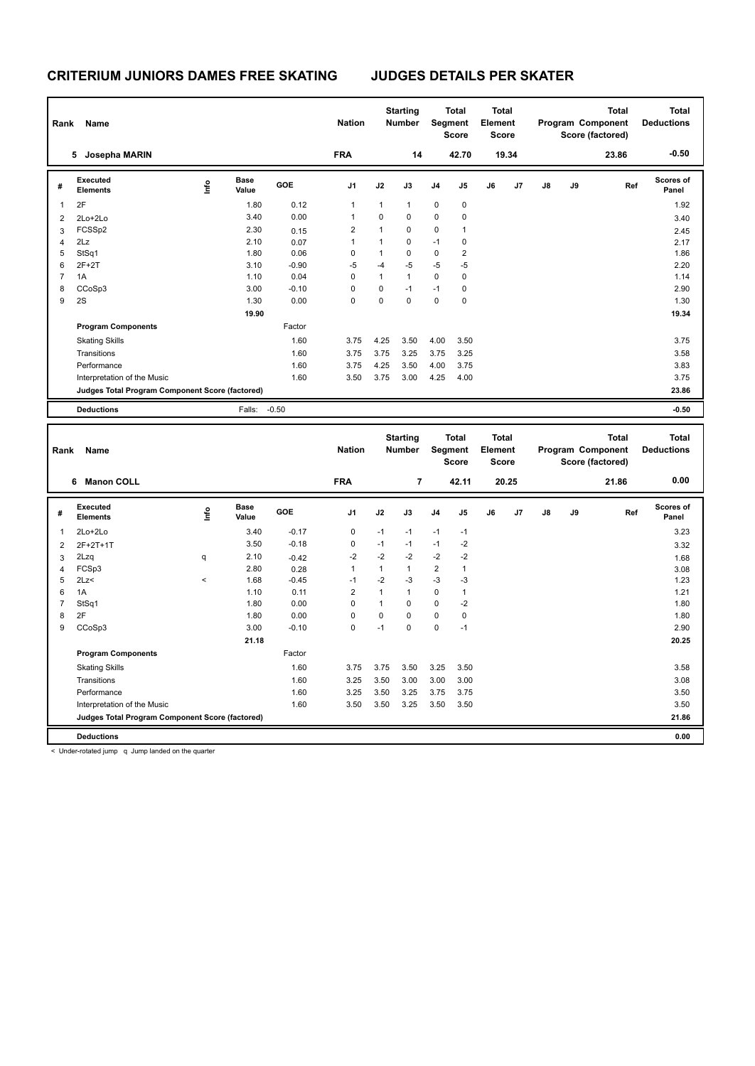# CRITERIUM JUNIORS DAMES FREE SKATING JUDGES DETAILS PER SKATER

| Rank | Name | Nation | Starting Number | Total Segment Score | Total Element Score | Total Program Component Score (factored) | Total Deductions |
|---|---|---|---|---|---|---|---|
| 5 | Josepha MARIN | FRA | 14 | 42.70 | 19.34 | 23.86 | -0.50 |

| # | Executed Elements | Info | Base Value | GOE | J1 | J2 | J3 | J4 | J5 | J6 | J7 | J8 | J9 | Ref | Scores of Panel |
|---|---|---|---|---|---|---|---|---|---|---|---|---|---|---|---|
| 1 | 2F | | 1.80 | 0.12 | 1 | 1 | 1 | 0 | 0 | | | | | | 1.92 |
| 2 | 2Lo+2Lo | | 3.40 | 0.00 | 1 | 0 | 0 | 0 | 0 | | | | | | 3.40 |
| 3 | FCSSp2 | | 2.30 | 0.15 | 2 | 1 | 0 | 0 | 1 | | | | | | 2.45 |
| 4 | 2Lz | | 2.10 | 0.07 | 1 | 1 | 0 | -1 | 0 | | | | | | 2.17 |
| 5 | StSq1 | | 1.80 | 0.06 | 0 | 1 | 0 | 0 | 2 | | | | | | 1.86 |
| 6 | 2F+2T | | 3.10 | -0.90 | -5 | -4 | -5 | -5 | -5 | | | | | | 2.20 |
| 7 | 1A | | 1.10 | 0.04 | 0 | 1 | 1 | 0 | 0 | | | | | | 1.14 |
| 8 | CCoSp3 | | 3.00 | -0.10 | 0 | 0 | -1 | -1 | 0 | | | | | | 2.90 |
| 9 | 2S | | 1.30 | 0.00 | 0 | 0 | 0 | 0 | 0 | | | | | | 1.30 |
| | | | 19.90 | | | | | | | | | | | | 19.34 |
| | **Program Components** | | | Factor | | | | | | | | | | | |
| | Skating Skills | | | 1.60 | 3.75 | 4.25 | 3.50 | 4.00 | 3.50 | | | | | | 3.75 |
| | Transitions | | | 1.60 | 3.75 | 3.75 | 3.25 | 3.75 | 3.25 | | | | | | 3.58 |
| | Performance | | | 1.60 | 3.75 | 4.25 | 3.50 | 4.00 | 3.75 | | | | | | 3.83 |
| | Interpretation of the Music | | | 1.60 | 3.50 | 3.75 | 3.00 | 4.25 | 4.00 | | | | | | 3.75 |
| | **Judges Total Program Component Score (factored)** | | | | | | | | | | | | | | 23.86 |
| | **Deductions** | | Falls: | -0.50 | | | | | | | | | | | -0.50 |

| Rank | Name | Nation | Starting Number | Total Segment Score | Total Element Score | Total Program Component Score (factored) | Total Deductions |
|---|---|---|---|---|---|---|---|
| 6 | Manon COLL | FRA | 7 | 42.11 | 20.25 | 21.86 | 0.00 |

| # | Executed Elements | Info | Base Value | GOE | J1 | J2 | J3 | J4 | J5 | J6 | J7 | J8 | J9 | Ref | Scores of Panel |
|---|---|---|---|---|---|---|---|---|---|---|---|---|---|---|---|
| 1 | 2Lo+2Lo | | 3.40 | -0.17 | 0 | -1 | -1 | -1 | -1 | | | | | | 3.23 |
| 2 | 2F+2T+1T | | 3.50 | -0.18 | 0 | -1 | -1 | -1 | -2 | | | | | | 3.32 |
| 3 | 2Lzq | q | 2.10 | -0.42 | -2 | -2 | -2 | -2 | -2 | | | | | | 1.68 |
| 4 | FCSp3 | | 2.80 | 0.28 | 1 | 1 | 1 | 2 | 1 | | | | | | 3.08 |
| 5 | 2Lz< | < | 1.68 | -0.45 | -1 | -2 | -3 | -3 | -3 | | | | | | 1.23 |
| 6 | 1A | | 1.10 | 0.11 | 2 | 1 | 1 | 0 | 1 | | | | | | 1.21 |
| 7 | StSq1 | | 1.80 | 0.00 | 0 | 1 | 0 | 0 | -2 | | | | | | 1.80 |
| 8 | 2F | | 1.80 | 0.00 | 0 | 0 | 0 | 0 | 0 | | | | | | 1.80 |
| 9 | CCoSp3 | | 3.00 | -0.10 | 0 | -1 | 0 | 0 | -1 | | | | | | 2.90 |
| | | | 21.18 | | | | | | | | | | | | 20.25 |
| | **Program Components** | | | Factor | | | | | | | | | | | |
| | Skating Skills | | | 1.60 | 3.75 | 3.75 | 3.50 | 3.25 | 3.50 | | | | | | 3.58 |
| | Transitions | | | 1.60 | 3.25 | 3.50 | 3.00 | 3.00 | 3.00 | | | | | | 3.08 |
| | Performance | | | 1.60 | 3.25 | 3.50 | 3.25 | 3.75 | 3.75 | | | | | | 3.50 |
| | Interpretation of the Music | | | 1.60 | 3.50 | 3.50 | 3.25 | 3.50 | 3.50 | | | | | | 3.50 |
| | **Judges Total Program Component Score (factored)** | | | | | | | | | | | | | | 21.86 |
| | **Deductions** | | | | | | | | | | | | | | 0.00 |

< Under-rotated jump q Jump landed on the quarter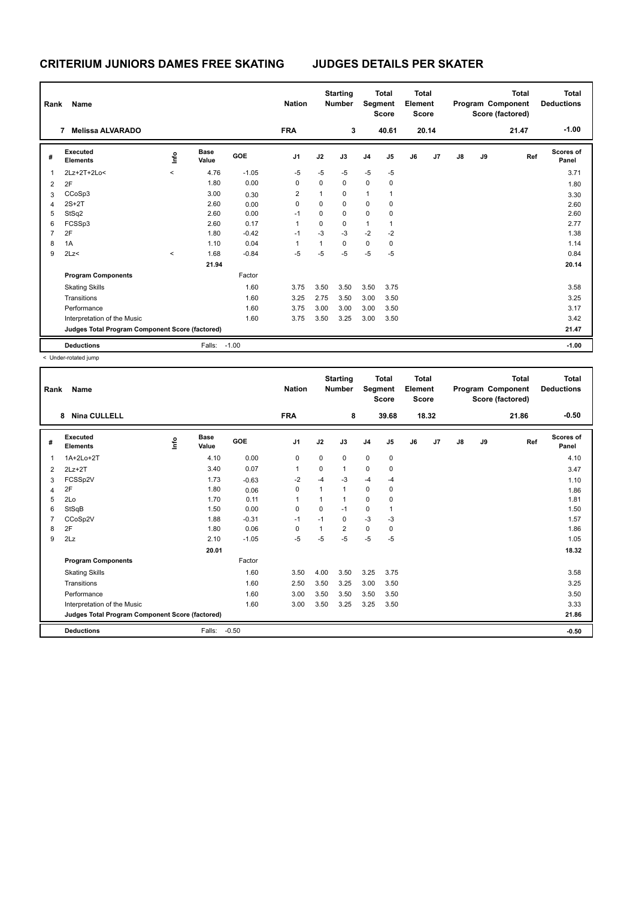# CRITERIUM JUNIORS DAMES FREE SKATING    JUDGES DETAILS PER SKATER

| Rank | Name | Nation | Starting Number | Total Segment Score | Total Element Score | Total Program Component Score (factored) | Total Deductions |
|---|---|---|---|---|---|---|---|
| 7 | Melissa ALVARADO | FRA | 3 | 40.61 | 20.14 | 21.47 | -1.00 |

| # | Executed Elements | Info | Base Value | GOE | J1 | J2 | J3 | J4 | J5 | J6 | J7 | J8 | J9 | Ref | Scores of Panel |
|---|---|---|---|---|---|---|---|---|---|---|---|---|---|---|---|
| 1 | 2Lz+2T+2Lo< | < | 4.76 | -1.05 | -5 | -5 | -5 | -5 | -5 | | | | | | 3.71 |
| 2 | 2F | | 1.80 | 0.00 | 0 | 0 | 0 | 0 | 0 | | | | | | 1.80 |
| 3 | CCoSp3 | | 3.00 | 0.30 | 2 | 1 | 0 | 1 | 1 | | | | | | 3.30 |
| 4 | 2S+2T | | 2.60 | 0.00 | 0 | 0 | 0 | 0 | 0 | | | | | | 2.60 |
| 5 | StSq2 | | 2.60 | 0.00 | -1 | 0 | 0 | 0 | 0 | | | | | | 2.60 |
| 6 | FCSSp3 | | 2.60 | 0.17 | 1 | 0 | 0 | 1 | 1 | | | | | | 2.77 |
| 7 | 2F | | 1.80 | -0.42 | -1 | -3 | -3 | -2 | -2 | | | | | | 1.38 |
| 8 | 1A | | 1.10 | 0.04 | 1 | 1 | 0 | 0 | 0 | | | | | | 1.14 |
| 9 | 2Lz< | < | 1.68 | -0.84 | -5 | -5 | -5 | -5 | -5 | | | | | | 0.84 |
| | | | 21.94 | | | | | | | | | | | | 20.14 |
| | **Program Components** | | | Factor | | | | | | | | | | | |
| | Skating Skills | | | 1.60 | 3.75 | 3.50 | 3.50 | 3.50 | 3.75 | | | | | | 3.58 |
| | Transitions | | | 1.60 | 3.25 | 2.75 | 3.50 | 3.00 | 3.50 | | | | | | 3.25 |
| | Performance | | | 1.60 | 3.75 | 3.00 | 3.00 | 3.00 | 3.50 | | | | | | 3.17 |
| | Interpretation of the Music | | | 1.60 | 3.75 | 3.50 | 3.25 | 3.00 | 3.50 | | | | | | 3.42 |
| | **Judges Total Program Component Score (factored)** | | | | | | | | | | | | | | 21.47 |
| | **Deductions** | | Falls: | -1.00 | | | | | | | | | | | -1.00 |

< Under-rotated jump

| Rank | Name | Nation | Starting Number | Total Segment Score | Total Element Score | Total Program Component Score (factored) | Total Deductions |
|---|---|---|---|---|---|---|---|
| 8 | Nina CULLELL | FRA | 8 | 39.68 | 18.32 | 21.86 | -0.50 |

| # | Executed Elements | Info | Base Value | GOE | J1 | J2 | J3 | J4 | J5 | J6 | J7 | J8 | J9 | Ref | Scores of Panel |
|---|---|---|---|---|---|---|---|---|---|---|---|---|---|---|---|
| 1 | 1A+2Lo+2T | | 4.10 | 0.00 | 0 | 0 | 0 | 0 | 0 | | | | | | 4.10 |
| 2 | 2Lz+2T | | 3.40 | 0.07 | 1 | 0 | 1 | 0 | 0 | | | | | | 3.47 |
| 3 | FCSSp2V | | 1.73 | -0.63 | -2 | -4 | -3 | -4 | -4 | | | | | | 1.10 |
| 4 | 2F | | 1.80 | 0.06 | 0 | 1 | 1 | 0 | 0 | | | | | | 1.86 |
| 5 | 2Lo | | 1.70 | 0.11 | 1 | 1 | 1 | 0 | 0 | | | | | | 1.81 |
| 6 | StSqB | | 1.50 | 0.00 | 0 | 0 | -1 | 0 | 1 | | | | | | 1.50 |
| 7 | CCoSp2V | | 1.88 | -0.31 | -1 | -1 | 0 | -3 | -3 | | | | | | 1.57 |
| 8 | 2F | | 1.80 | 0.06 | 0 | 1 | 2 | 0 | 0 | | | | | | 1.86 |
| 9 | 2Lz | | 2.10 | -1.05 | -5 | -5 | -5 | -5 | -5 | | | | | | 1.05 |
| | | | 20.01 | | | | | | | | | | | | 18.32 |
| | **Program Components** | | | Factor | | | | | | | | | | | |
| | Skating Skills | | | 1.60 | 3.50 | 4.00 | 3.50 | 3.25 | 3.75 | | | | | | 3.58 |
| | Transitions | | | 1.60 | 2.50 | 3.50 | 3.25 | 3.00 | 3.50 | | | | | | 3.25 |
| | Performance | | | 1.60 | 3.00 | 3.50 | 3.50 | 3.50 | 3.50 | | | | | | 3.50 |
| | Interpretation of the Music | | | 1.60 | 3.00 | 3.50 | 3.25 | 3.25 | 3.50 | | | | | | 3.33 |
| | **Judges Total Program Component Score (factored)** | | | | | | | | | | | | | | 21.86 |
| | **Deductions** | | Falls: | -0.50 | | | | | | | | | | | -0.50 |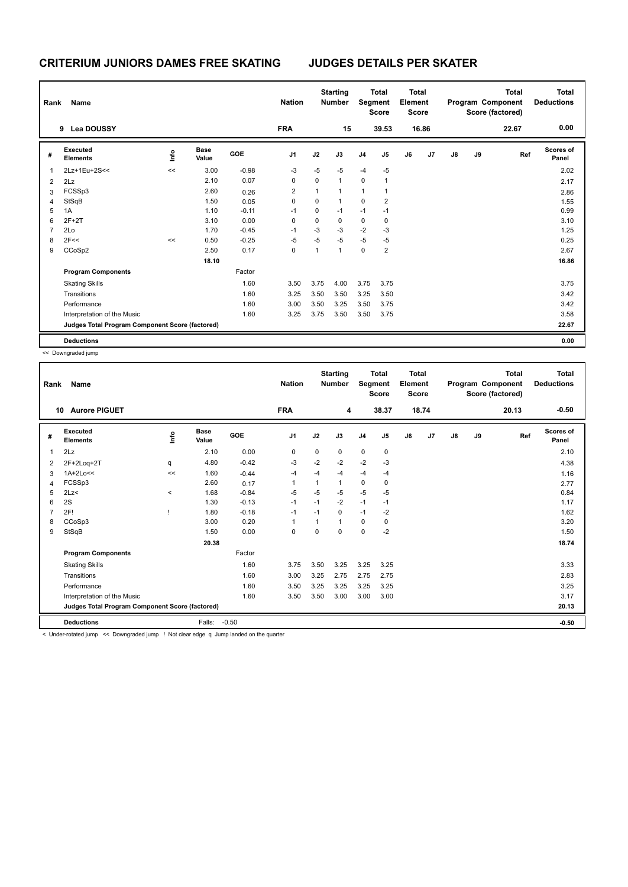# CRITERIUM JUNIORS DAMES FREE SKATING

# JUDGES DETAILS PER SKATER

| Rank | Name | Nation | Starting Number | Total Segment Score | Total Element Score | Total Program Component Score (factored) | Total Deductions |
|---|---|---|---|---|---|---|---|
| 9 | Lea DOUSSY | FRA | 15 | 39.53 | 16.86 | 22.67 | 0.00 |

| # | Executed Elements | Info | Base Value | GOE | J1 | J2 | J3 | J4 | J5 | J6 | J7 | J8 | J9 | Ref | Scores of Panel |
|---|---|---|---|---|---|---|---|---|---|---|---|---|---|---|---|
| 1 | 2Lz+1Eu+2S<< | << | 3.00 | -0.98 | -3 | -5 | -5 | -4 | -5 | | | | | | 2.02 |
| 2 | 2Lz | | 2.10 | 0.07 | 0 | 0 | 1 | 0 | 1 | | | | | | 2.17 |
| 3 | FCSSp3 | | 2.60 | 0.26 | 2 | 1 | 1 | 1 | 1 | | | | | | 2.86 |
| 4 | StSqB | | 1.50 | 0.05 | 0 | 0 | 1 | 0 | 2 | | | | | | 1.55 |
| 5 | 1A | | 1.10 | -0.11 | -1 | 0 | -1 | -1 | -1 | | | | | | 0.99 |
| 6 | 2F+2T | | 3.10 | 0.00 | 0 | 0 | 0 | 0 | 0 | | | | | | 3.10 |
| 7 | 2Lo | | 1.70 | -0.45 | -1 | -3 | -3 | -2 | -3 | | | | | | 1.25 |
| 8 | 2F<< | << | 0.50 | -0.25 | -5 | -5 | -5 | -5 | -5 | | | | | | 0.25 |
| 9 | CCoSp2 | | 2.50 | 0.17 | 0 | 1 | 1 | 0 | 2 | | | | | | 2.67 |
| | | | 18.10 | | | | | | | | | | | | 16.86 |
| | **Program Components** | | | Factor | | | | | | | | | | | |
| | Skating Skills | | | 1.60 | 3.50 | 3.75 | 4.00 | 3.75 | 3.75 | | | | | | 3.75 |
| | Transitions | | | 1.60 | 3.25 | 3.50 | 3.50 | 3.25 | 3.50 | | | | | | 3.42 |
| | Performance | | | 1.60 | 3.00 | 3.50 | 3.25 | 3.50 | 3.75 | | | | | | 3.42 |
| | Interpretation of the Music | | | 1.60 | 3.25 | 3.75 | 3.50 | 3.50 | 3.75 | | | | | | 3.58 |
| | **Judges Total Program Component Score (factored)** | | | | | | | | | | | | | | 22.67 |
| | **Deductions** | | | | | | | | | | | | | | 0.00 |

<< Downgraded jump

| Rank | Name | Nation | Starting Number | Total Segment Score | Total Element Score | Total Program Component Score (factored) | Total Deductions |
|---|---|---|---|---|---|---|---|
| 10 | Aurore PIGUET | FRA | 4 | 38.37 | 18.74 | 20.13 | -0.50 |

| # | Executed Elements | Info | Base Value | GOE | J1 | J2 | J3 | J4 | J5 | J6 | J7 | J8 | J9 | Ref | Scores of Panel |
|---|---|---|---|---|---|---|---|---|---|---|---|---|---|---|---|
| 1 | 2Lz | | 2.10 | 0.00 | 0 | 0 | 0 | 0 | 0 | | | | | | 2.10 |
| 2 | 2F+2Loq+2T | q | 4.80 | -0.42 | -3 | -2 | -2 | -2 | -3 | | | | | | 4.38 |
| 3 | 1A+2Lo<< | << | 1.60 | -0.44 | -4 | -4 | -4 | -4 | -4 | | | | | | 1.16 |
| 4 | FCSSp3 | | 2.60 | 0.17 | 1 | 1 | 1 | 0 | 0 | | | | | | 2.77 |
| 5 | 2Lz< | < | 1.68 | -0.84 | -5 | -5 | -5 | -5 | -5 | | | | | | 0.84 |
| 6 | 2S | | 1.30 | -0.13 | -1 | -1 | -2 | -1 | -1 | | | | | | 1.17 |
| 7 | 2F! | ! | 1.80 | -0.18 | -1 | -1 | 0 | -1 | -2 | | | | | | 1.62 |
| 8 | CCoSp3 | | 3.00 | 0.20 | 1 | 1 | 1 | 0 | 0 | | | | | | 3.20 |
| 9 | StSqB | | 1.50 | 0.00 | 0 | 0 | 0 | 0 | -2 | | | | | | 1.50 |
| | | | 20.38 | | | | | | | | | | | | 18.74 |
| | **Program Components** | | | Factor | | | | | | | | | | | |
| | Skating Skills | | | 1.60 | 3.75 | 3.50 | 3.25 | 3.25 | 3.25 | | | | | | 3.33 |
| | Transitions | | | 1.60 | 3.00 | 3.25 | 2.75 | 2.75 | 2.75 | | | | | | 2.83 |
| | Performance | | | 1.60 | 3.50 | 3.25 | 3.25 | 3.25 | 3.25 | | | | | | 3.25 |
| | Interpretation of the Music | | | 1.60 | 3.50 | 3.50 | 3.00 | 3.00 | 3.00 | | | | | | 3.17 |
| | **Judges Total Program Component Score (factored)** | | | | | | | | | | | | | | 20.13 |
| | **Deductions** | | Falls: | -0.50 | | | | | | | | | | | -0.50 |

< Under-rotated jump << Downgraded jump ! Not clear edge q Jump landed on the quarter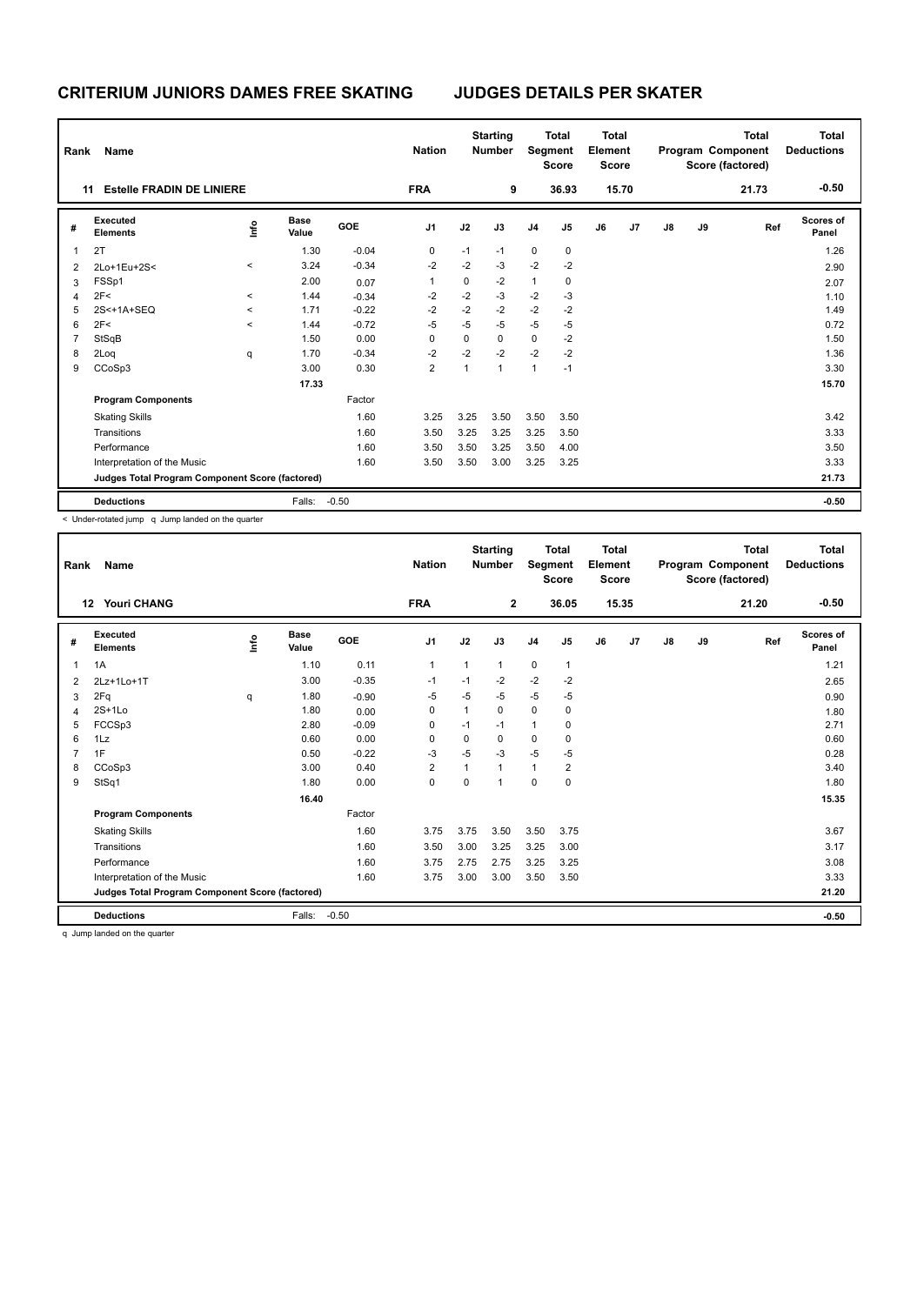# CRITERIUM JUNIORS DAMES FREE SKATING JUDGES DETAILS PER SKATER

| Rank | Name | Nation | Starting Number | Total Segment Score | Total Element Score | Total Program Component Score (factored) | Total Deductions |
|---|---|---|---|---|---|---|---|
| 11 | Estelle FRADIN DE LINIERE | FRA | 9 | 36.93 | 15.70 | 21.73 | -0.50 |

| # | Executed Elements | Info | Base Value | GOE | J1 | J2 | J3 | J4 | J5 | J6 | J7 | J8 | J9 | Ref | Scores of Panel |
|---|---|---|---|---|---|---|---|---|---|---|---|---|---|---|---|
| 1 | 2T | | 1.30 | -0.04 | 0 | -1 | -1 | 0 | 0 | | | | | | 1.26 |
| 2 | 2Lo+1Eu+2S< | < | 3.24 | -0.34 | -2 | -2 | -3 | -2 | -2 | | | | | | 2.90 |
| 3 | FSSp1 | | 2.00 | 0.07 | 1 | 0 | -2 | 1 | 0 | | | | | | 2.07 |
| 4 | 2F< | < | 1.44 | -0.34 | -2 | -2 | -3 | -2 | -3 | | | | | | 1.10 |
| 5 | 2S<+1A+SEQ | < | 1.71 | -0.22 | -2 | -2 | -2 | -2 | -2 | | | | | | 1.49 |
| 6 | 2F< | < | 1.44 | -0.72 | -5 | -5 | -5 | -5 | -5 | | | | | | 0.72 |
| 7 | StSqB | | 1.50 | 0.00 | 0 | 0 | 0 | 0 | -2 | | | | | | 1.50 |
| 8 | 2Loq | q | 1.70 | -0.34 | -2 | -2 | -2 | -2 | -2 | | | | | | 1.36 |
| 9 | CCoSp3 | | 3.00 | 0.30 | 2 | 1 | 1 | 1 | -1 | | | | | | 3.30 |
| | | | 17.33 | | | | | | | | | | | | 15.70 |
| | **Program Components** | | | Factor | | | | | | | | | | | |
| | Skating Skills | | | 1.60 | 3.25 | 3.25 | 3.50 | 3.50 | 3.50 | | | | | | 3.42 |
| | Transitions | | | 1.60 | 3.50 | 3.25 | 3.25 | 3.25 | 3.50 | | | | | | 3.33 |
| | Performance | | | 1.60 | 3.50 | 3.50 | 3.25 | 3.50 | 4.00 | | | | | | 3.50 |
| | Interpretation of the Music | | | 1.60 | 3.50 | 3.50 | 3.00 | 3.25 | 3.25 | | | | | | 3.33 |
| | **Judges Total Program Component Score (factored)** | | | | | | | | | | | | | | 21.73 |
| | **Deductions** | | Falls: | -0.50 | | | | | | | | | | | -0.50 |

< Under-rotated jump q Jump landed on the quarter

| Rank | Name | Nation | Starting Number | Total Segment Score | Total Element Score | Total Program Component Score (factored) | Total Deductions |
|---|---|---|---|---|---|---|---|
| 12 | Youri CHANG | FRA | 2 | 36.05 | 15.35 | 21.20 | -0.50 |

| # | Executed Elements | Info | Base Value | GOE | J1 | J2 | J3 | J4 | J5 | J6 | J7 | J8 | J9 | Ref | Scores of Panel |
|---|---|---|---|---|---|---|---|---|---|---|---|---|---|---|---|
| 1 | 1A | | 1.10 | 0.11 | 1 | 1 | 1 | 0 | 1 | | | | | | 1.21 |
| 2 | 2Lz+1Lo+1T | | 3.00 | -0.35 | -1 | -1 | -2 | -2 | -2 | | | | | | 2.65 |
| 3 | 2Fq | q | 1.80 | -0.90 | -5 | -5 | -5 | -5 | -5 | | | | | | 0.90 |
| 4 | 2S+1Lo | | 1.80 | 0.00 | 0 | 1 | 0 | 0 | 0 | | | | | | 1.80 |
| 5 | FCCSp3 | | 2.80 | -0.09 | 0 | -1 | -1 | 1 | 0 | | | | | | 2.71 |
| 6 | 1Lz | | 0.60 | 0.00 | 0 | 0 | 0 | 0 | 0 | | | | | | 0.60 |
| 7 | 1F | | 0.50 | -0.22 | -3 | -5 | -3 | -5 | -5 | | | | | | 0.28 |
| 8 | CCoSp3 | | 3.00 | 0.40 | 2 | 1 | 1 | 1 | 2 | | | | | | 3.40 |
| 9 | StSq1 | | 1.80 | 0.00 | 0 | 0 | 1 | 0 | 0 | | | | | | 1.80 |
| | | | 16.40 | | | | | | | | | | | | 15.35 |
| | **Program Components** | | | Factor | | | | | | | | | | | |
| | Skating Skills | | | 1.60 | 3.75 | 3.75 | 3.50 | 3.50 | 3.75 | | | | | | 3.67 |
| | Transitions | | | 1.60 | 3.50 | 3.00 | 3.25 | 3.25 | 3.00 | | | | | | 3.17 |
| | Performance | | | 1.60 | 3.75 | 2.75 | 2.75 | 3.25 | 3.25 | | | | | | 3.08 |
| | Interpretation of the Music | | | 1.60 | 3.75 | 3.00 | 3.00 | 3.50 | 3.50 | | | | | | 3.33 |
| | **Judges Total Program Component Score (factored)** | | | | | | | | | | | | | | 21.20 |
| | **Deductions** | | Falls: | -0.50 | | | | | | | | | | | -0.50 |

q Jump landed on the quarter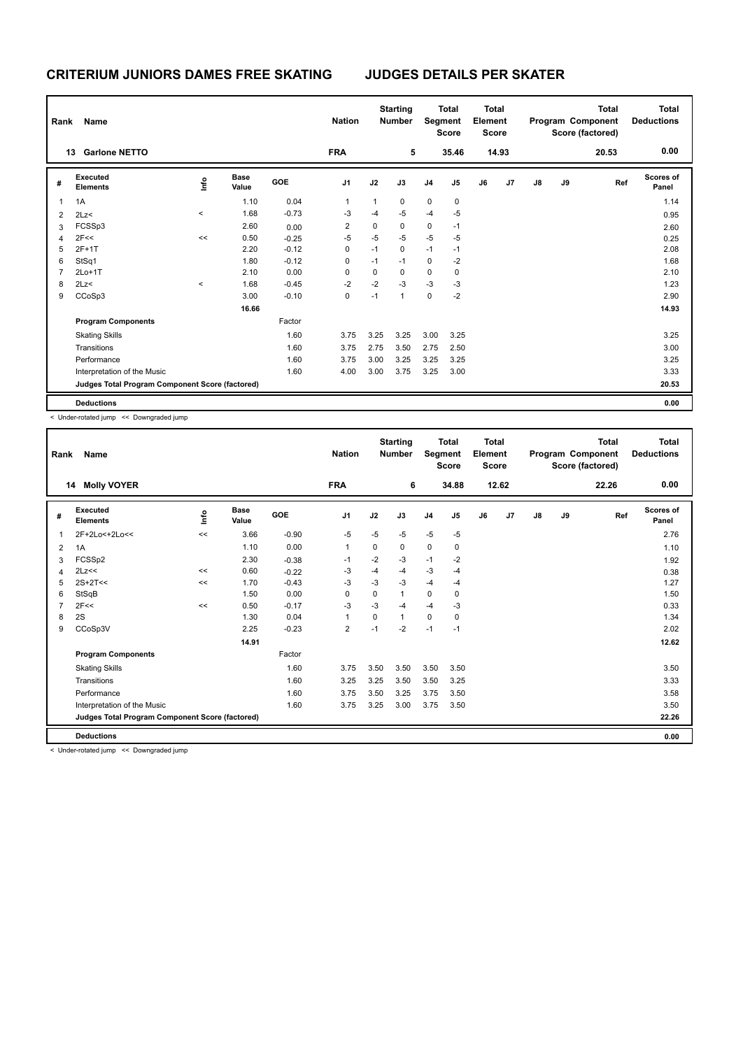## CRITERIUM JUNIORS DAMES FREE SKATING JUDGES DETAILS PER SKATER

| Rank | Name | Nation | Starting Number | Total Segment Score | Total Element Score | Total Program Component Score (factored) | Total Deductions |
|---|---|---|---|---|---|---|---|
| 13 | Garlone NETTO | FRA | 5 | 35.46 | 14.93 | 20.53 | 0.00 |

| # | Executed Elements | Info | Base Value | GOE | J1 | J2 | J3 | J4 | J5 | J6 | J7 | J8 | J9 | Ref | Scores of Panel |
|---|---|---|---|---|---|---|---|---|---|---|---|---|---|---|---|
| 1 | 1A | | 1.10 | 0.04 | 1 | 1 | 0 | 0 | 0 | | | | | | 1.14 |
| 2 | 2Lz< | < | 1.68 | -0.73 | -3 | -4 | -5 | -4 | -5 | | | | | | 0.95 |
| 3 | FCSSp3 | | 2.60 | 0.00 | 2 | 0 | 0 | 0 | -1 | | | | | | 2.60 |
| 4 | 2F<< | << | 0.50 | -0.25 | -5 | -5 | -5 | -5 | -5 | | | | | | 0.25 |
| 5 | 2F+1T | | 2.20 | -0.12 | 0 | -1 | 0 | -1 | -1 | | | | | | 2.08 |
| 6 | StSq1 | | 1.80 | -0.12 | 0 | -1 | -1 | 0 | -2 | | | | | | 1.68 |
| 7 | 2Lo+1T | | 2.10 | 0.00 | 0 | 0 | 0 | 0 | 0 | | | | | | 2.10 |
| 8 | 2Lz< | < | 1.68 | -0.45 | -2 | -2 | -3 | -3 | -3 | | | | | | 1.23 |
| 9 | CCoSp3 | | 3.00 | -0.10 | 0 | -1 | 1 | 0 | -2 | | | | | | 2.90 |
| | | | 16.66 | | | | | | | | | | | | 14.93 |
| | **Program Components** | | | Factor | | | | | | | | | | | |
| | Skating Skills | | | 1.60 | 3.75 | 3.25 | 3.25 | 3.00 | 3.25 | | | | | | 3.25 |
| | Transitions | | | 1.60 | 3.75 | 2.75 | 3.50 | 2.75 | 2.50 | | | | | | 3.00 |
| | Performance | | | 1.60 | 3.75 | 3.00 | 3.25 | 3.25 | 3.25 | | | | | | 3.25 |
| | Interpretation of the Music | | | 1.60 | 4.00 | 3.00 | 3.75 | 3.25 | 3.00 | | | | | | 3.33 |
| | **Judges Total Program Component Score (factored)** | | | | | | | | | | | | | | 20.53 |
| | **Deductions** | | | | | | | | | | | | | | 0.00 |

< Under-rotated jump << Downgraded jump

| Rank | Name | Nation | Starting Number | Total Segment Score | Total Element Score | Total Program Component Score (factored) | Total Deductions |
|---|---|---|---|---|---|---|---|
| 14 | Molly VOYER | FRA | 6 | 34.88 | 12.62 | 22.26 | 0.00 |

| # | Executed Elements | Info | Base Value | GOE | J1 | J2 | J3 | J4 | J5 | J6 | J7 | J8 | J9 | Ref | Scores of Panel |
|---|---|---|---|---|---|---|---|---|---|---|---|---|---|---|---|
| 1 | 2F+2Lo<+2Lo<< | << | 3.66 | -0.90 | -5 | -5 | -5 | -5 | -5 | | | | | | 2.76 |
| 2 | 1A | | 1.10 | 0.00 | 1 | 0 | 0 | 0 | 0 | | | | | | 1.10 |
| 3 | FCSSp2 | | 2.30 | -0.38 | -1 | -2 | -3 | -1 | -2 | | | | | | 1.92 |
| 4 | 2Lz<< | << | 0.60 | -0.22 | -3 | -4 | -4 | -3 | -4 | | | | | | 0.38 |
| 5 | 2S+2T<< | << | 1.70 | -0.43 | -3 | -3 | -3 | -4 | -4 | | | | | | 1.27 |
| 6 | StSqB | | 1.50 | 0.00 | 0 | 0 | 1 | 0 | 0 | | | | | | 1.50 |
| 7 | 2F<< | << | 0.50 | -0.17 | -3 | -3 | -4 | -4 | -3 | | | | | | 0.33 |
| 8 | 2S | | 1.30 | 0.04 | 1 | 0 | 1 | 0 | 0 | | | | | | 1.34 |
| 9 | CCoSp3V | | 2.25 | -0.23 | 2 | -1 | -2 | -1 | -1 | | | | | | 2.02 |
| | | | 14.91 | | | | | | | | | | | | 12.62 |
| | **Program Components** | | | Factor | | | | | | | | | | | |
| | Skating Skills | | | 1.60 | 3.75 | 3.50 | 3.50 | 3.50 | 3.50 | | | | | | 3.50 |
| | Transitions | | | 1.60 | 3.25 | 3.25 | 3.50 | 3.50 | 3.25 | | | | | | 3.33 |
| | Performance | | | 1.60 | 3.75 | 3.50 | 3.25 | 3.75 | 3.50 | | | | | | 3.58 |
| | Interpretation of the Music | | | 1.60 | 3.75 | 3.25 | 3.00 | 3.75 | 3.50 | | | | | | 3.50 |
| | **Judges Total Program Component Score (factored)** | | | | | | | | | | | | | | 22.26 |
| | **Deductions** | | | | | | | | | | | | | | 0.00 |

< Under-rotated jump << Downgraded jump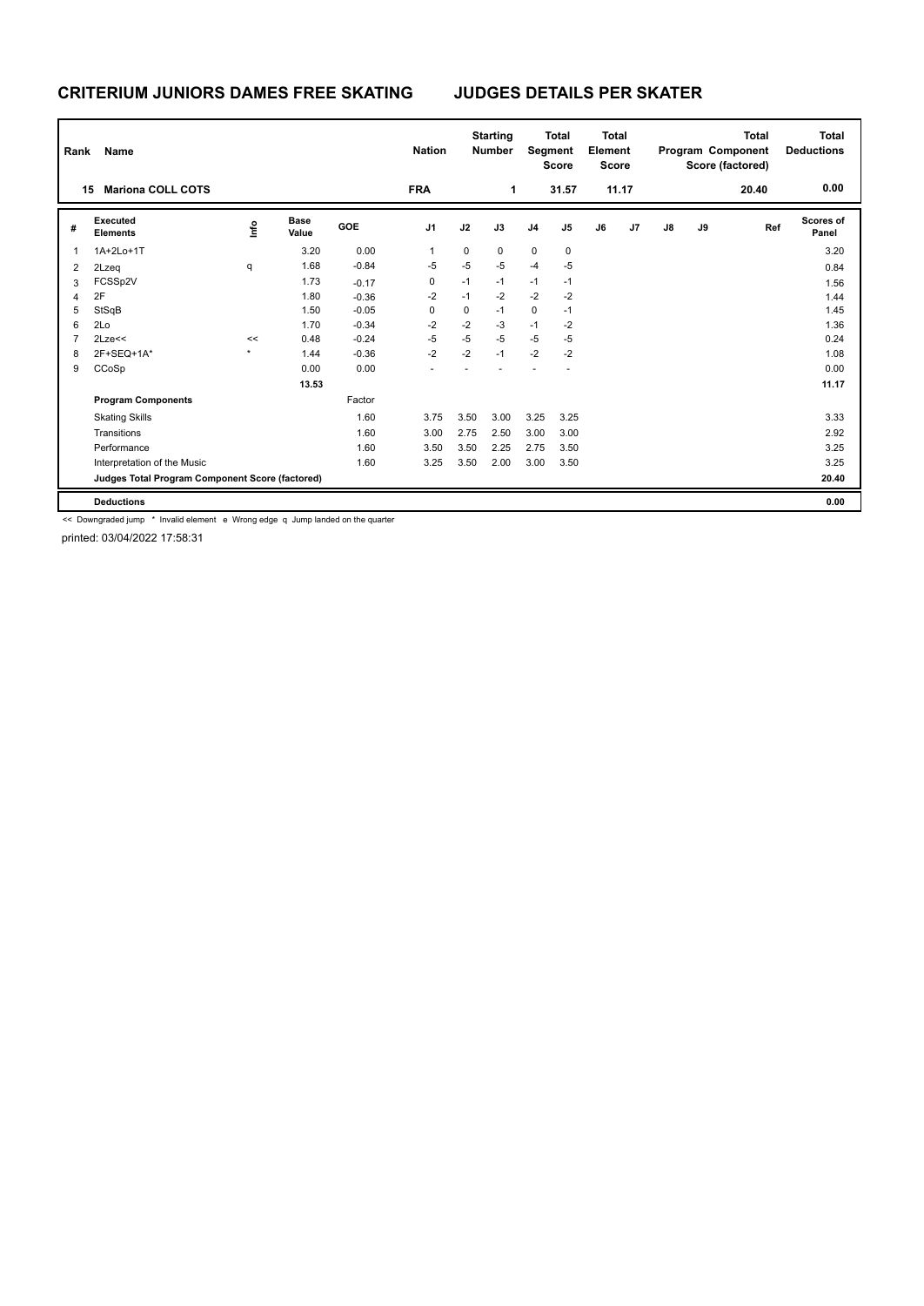# CRITERIUM JUNIORS DAMES FREE SKATING JUDGES DETAILS PER SKATER

| Rank | Name | Nation | Starting Number | Total Segment Score | Total Element Score | Total Program Component Score (factored) | Total Deductions |
|---|---|---|---|---|---|---|---|
| 15 | Mariona COLL COTS | FRA | 1 | 31.57 | 11.17 | 20.40 | 0.00 |

| # | Executed Elements | Info | Base Value | GOE | J1 | J2 | J3 | J4 | J5 | J6 | J7 | J8 | J9 | Ref | Scores of Panel |
|---|---|---|---|---|---|---|---|---|---|---|---|---|---|---|---|
| 1 | 1A+2Lo+1T | | 3.20 | 0.00 | 1 | 0 | 0 | 0 | 0 | | | | | | 3.20 |
| 2 | 2Lzeq | q | 1.68 | -0.84 | -5 | -5 | -5 | -4 | -5 | | | | | | 0.84 |
| 3 | FCSSp2V | | 1.73 | -0.17 | 0 | -1 | -1 | -1 | -1 | | | | | | 1.56 |
| 4 | 2F | | 1.80 | -0.36 | -2 | -1 | -2 | -2 | -2 | | | | | | 1.44 |
| 5 | StSqB | | 1.50 | -0.05 | 0 | 0 | -1 | 0 | -1 | | | | | | 1.45 |
| 6 | 2Lo | | 1.70 | -0.34 | -2 | -2 | -3 | -1 | -2 | | | | | | 1.36 |
| 7 | 2Lze<< | << | 0.48 | -0.24 | -5 | -5 | -5 | -5 | -5 | | | | | | 0.24 |
| 8 | 2F+SEQ+1A* | * | 1.44 | -0.36 | -2 | -2 | -1 | -2 | -2 | | | | | | 1.08 |
| 9 | CCoSp | | 0.00 | 0.00 | - | - | - | - | - | | | | | | 0.00 |
| | | | 13.53 | | | | | | | | | | | | 11.17 |
| | **Program Components** | | | Factor | | | | | | | | | | | |
| | Skating Skills | | | 1.60 | 3.75 | 3.50 | 3.00 | 3.25 | 3.25 | | | | | | 3.33 |
| | Transitions | | | 1.60 | 3.00 | 2.75 | 2.50 | 3.00 | 3.00 | | | | | | 2.92 |
| | Performance | | | 1.60 | 3.50 | 3.50 | 2.25 | 2.75 | 3.50 | | | | | | 3.25 |
| | Interpretation of the Music | | | 1.60 | 3.25 | 3.50 | 2.00 | 3.00 | 3.50 | | | | | | 3.25 |
| | **Judges Total Program Component Score (factored)** | | | | | | | | | | | | | | 20.40 |
| | **Deductions** | | | | | | | | | | | | | | 0.00 |

<< Downgraded jump * Invalid element e Wrong edge q Jump landed on the quarter

printed: 03/04/2022 17:58:31